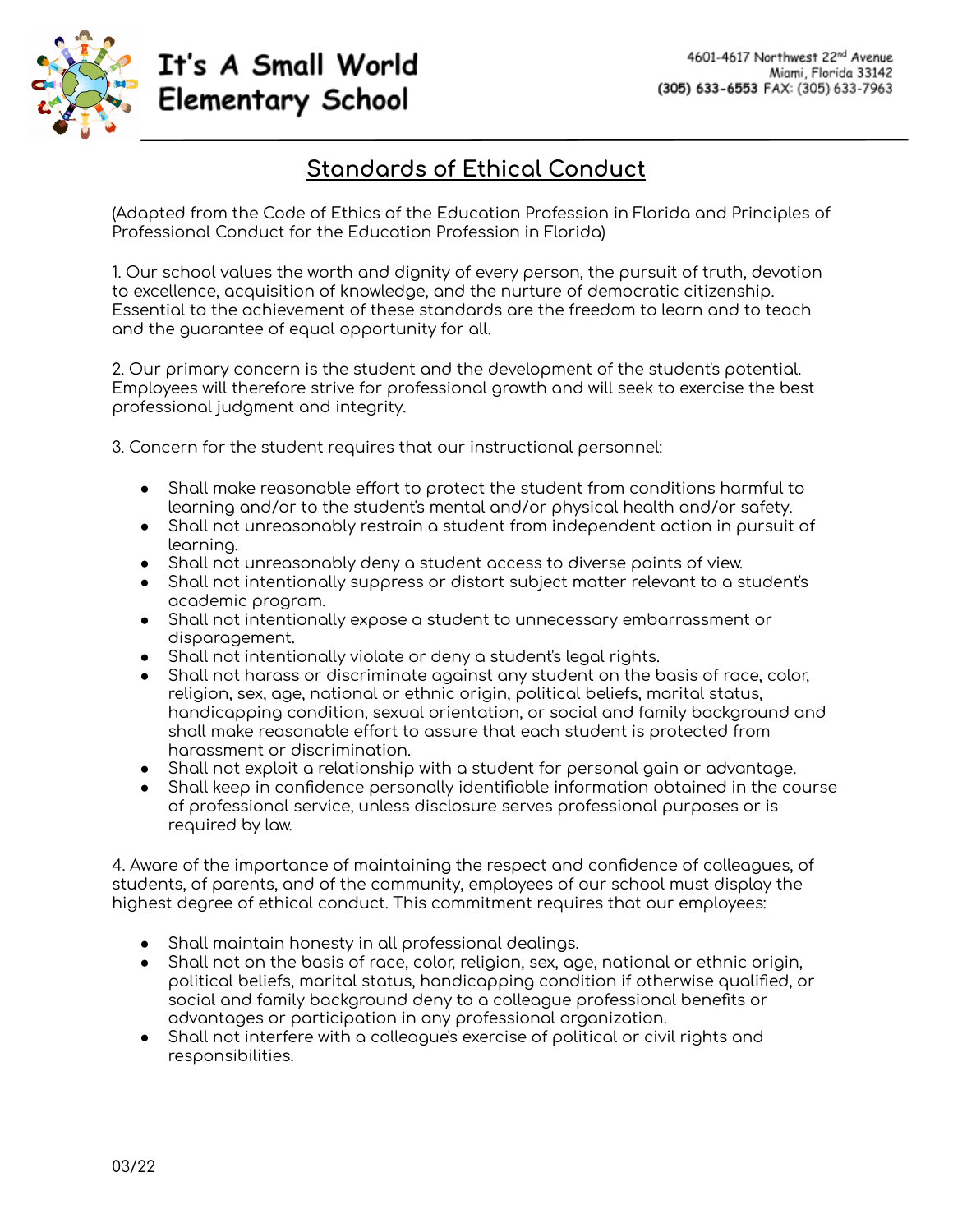# It's A Small World Elementary School

4601-4617 Northwest 22nd Avenue
Miami, Florida 33142
**(305) 633-6553** FAX: (305) 633-7963

## Standards of Ethical Conduct

(Adapted from the Code of Ethics of the Education Profession in Florida and Principles of Professional Conduct for the Education Profession in Florida)

1. Our school values the worth and dignity of every person, the pursuit of truth, devotion to excellence, acquisition of knowledge, and the nurture of democratic citizenship. Essential to the achievement of these standards are the freedom to learn and to teach and the guarantee of equal opportunity for all.

2. Our primary concern is the student and the development of the student's potential. Employees will therefore strive for professional growth and will seek to exercise the best professional judgment and integrity.

3. Concern for the student requires that our instructional personnel:

- Shall make reasonable effort to protect the student from conditions harmful to learning and/or to the student's mental and/or physical health and/or safety.
- Shall not unreasonably restrain a student from independent action in pursuit of learning.
- Shall not unreasonably deny a student access to diverse points of view.
- Shall not intentionally suppress or distort subject matter relevant to a student's academic program.
- Shall not intentionally expose a student to unnecessary embarrassment or disparagement.
- Shall not intentionally violate or deny a student's legal rights.
- Shall not harass or discriminate against any student on the basis of race, color, religion, sex, age, national or ethnic origin, political beliefs, marital status, handicapping condition, sexual orientation, or social and family background and shall make reasonable effort to assure that each student is protected from harassment or discrimination.
- Shall not exploit a relationship with a student for personal gain or advantage.
- Shall keep in confidence personally identifiable information obtained in the course of professional service, unless disclosure serves professional purposes or is required by law.

4. Aware of the importance of maintaining the respect and confidence of colleagues, of students, of parents, and of the community, employees of our school must display the highest degree of ethical conduct. This commitment requires that our employees:

- Shall maintain honesty in all professional dealings.
- Shall not on the basis of race, color, religion, sex, age, national or ethnic origin, political beliefs, marital status, handicapping condition if otherwise qualified, or social and family background deny to a colleague professional benefits or advantages or participation in any professional organization.
- Shall not interfere with a colleague's exercise of political or civil rights and responsibilities.

03/22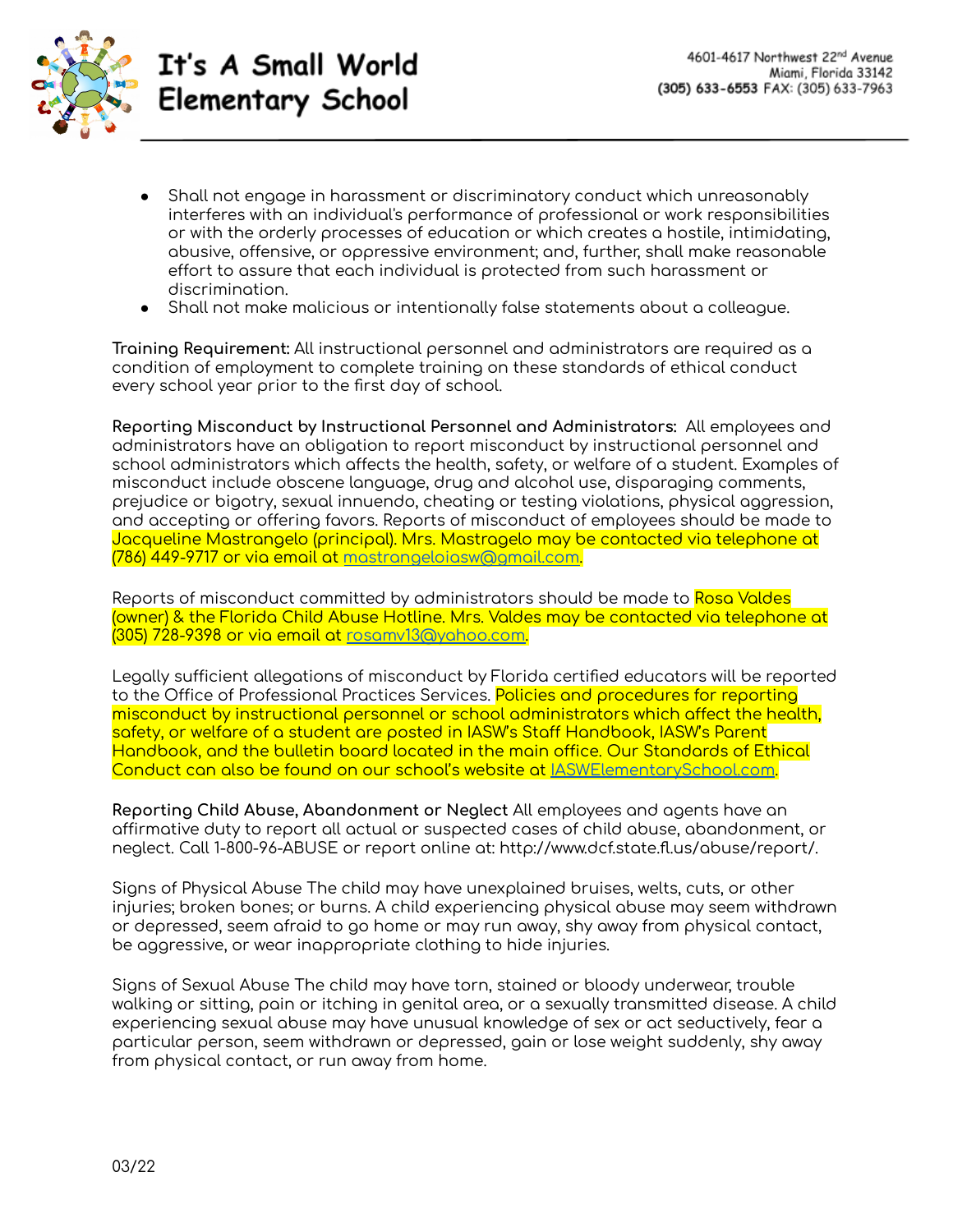- Shall not engage in harassment or discriminatory conduct which unreasonably interferes with an individual's performance of professional or work responsibilities or with the orderly processes of education or which creates a hostile, intimidating, abusive, offensive, or oppressive environment; and, further, shall make reasonable effort to assure that each individual is protected from such harassment or discrimination.
- Shall not make malicious or intentionally false statements about a colleague.

**Training Requirement:** All instructional personnel and administrators are required as a condition of employment to complete training on these standards of ethical conduct every school year prior to the first day of school.

**Reporting Misconduct by Instructional Personnel and Administrators:** All employees and administrators have an obligation to report misconduct by instructional personnel and school administrators which affects the health, safety, or welfare of a student. Examples of misconduct include obscene language, drug and alcohol use, disparaging comments, prejudice or bigotry, sexual innuendo, cheating or testing violations, physical aggression, and accepting or offering favors. Reports of misconduct of employees should be made to Jacqueline Mastrangelo (principal). Mrs. Mastragelo may be contacted via telephone at (786) 449-9717 or via email at mastrangeloiasw@gmail.com.

Reports of misconduct committed by administrators should be made to Rosa Valdes (owner) & the Florida Child Abuse Hotline. Mrs. Valdes may be contacted via telephone at (305) 728-9398 or via email at rosamv13@yahoo.com.

Legally sufficient allegations of misconduct by Florida certified educators will be reported to the Office of Professional Practices Services. Policies and procedures for reporting misconduct by instructional personnel or school administrators which affect the health, safety, or welfare of a student are posted in IASW's Staff Handbook, IASW's Parent Handbook, and the bulletin board located in the main office. Our Standards of Ethical Conduct can also be found on our school's website at IASWElementarySchool.com.

**Reporting Child Abuse, Abandonment or Neglect** All employees and agents have an affirmative duty to report all actual or suspected cases of child abuse, abandonment, or neglect. Call 1-800-96-ABUSE or report online at: http://www.dcf.state.fl.us/abuse/report/.

Signs of Physical Abuse The child may have unexplained bruises, welts, cuts, or other injuries; broken bones; or burns. A child experiencing physical abuse may seem withdrawn or depressed, seem afraid to go home or may run away, shy away from physical contact, be aggressive, or wear inappropriate clothing to hide injuries.

Signs of Sexual Abuse The child may have torn, stained or bloody underwear, trouble walking or sitting, pain or itching in genital area, or a sexually transmitted disease. A child experiencing sexual abuse may have unusual knowledge of sex or act seductively, fear a particular person, seem withdrawn or depressed, gain or lose weight suddenly, shy away from physical contact, or run away from home.

03/22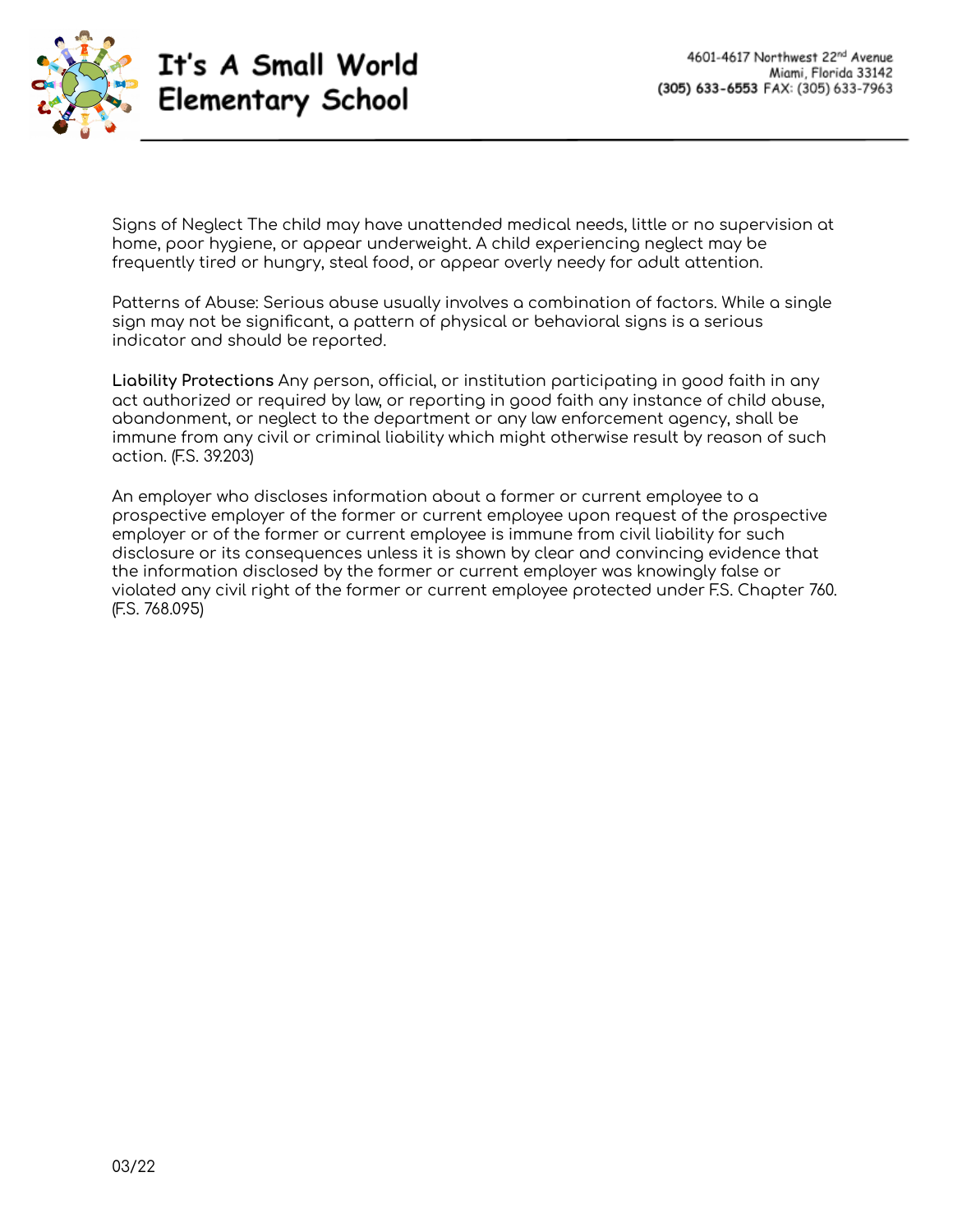Signs of Neglect The child may have unattended medical needs, little or no supervision at home, poor hygiene, or appear underweight. A child experiencing neglect may be frequently tired or hungry, steal food, or appear overly needy for adult attention.

Patterns of Abuse: Serious abuse usually involves a combination of factors. While a single sign may not be significant, a pattern of physical or behavioral signs is a serious indicator and should be reported.

**Liability Protections** Any person, official, or institution participating in good faith in any act authorized or required by law, or reporting in good faith any instance of child abuse, abandonment, or neglect to the department or any law enforcement agency, shall be immune from any civil or criminal liability which might otherwise result by reason of such action. (F.S. 39.203)

An employer who discloses information about a former or current employee to a prospective employer of the former or current employee upon request of the prospective employer or of the former or current employee is immune from civil liability for such disclosure or its consequences unless it is shown by clear and convincing evidence that the information disclosed by the former or current employer was knowingly false or violated any civil right of the former or current employee protected under F.S. Chapter 760. (F.S. 768.095)

03/22